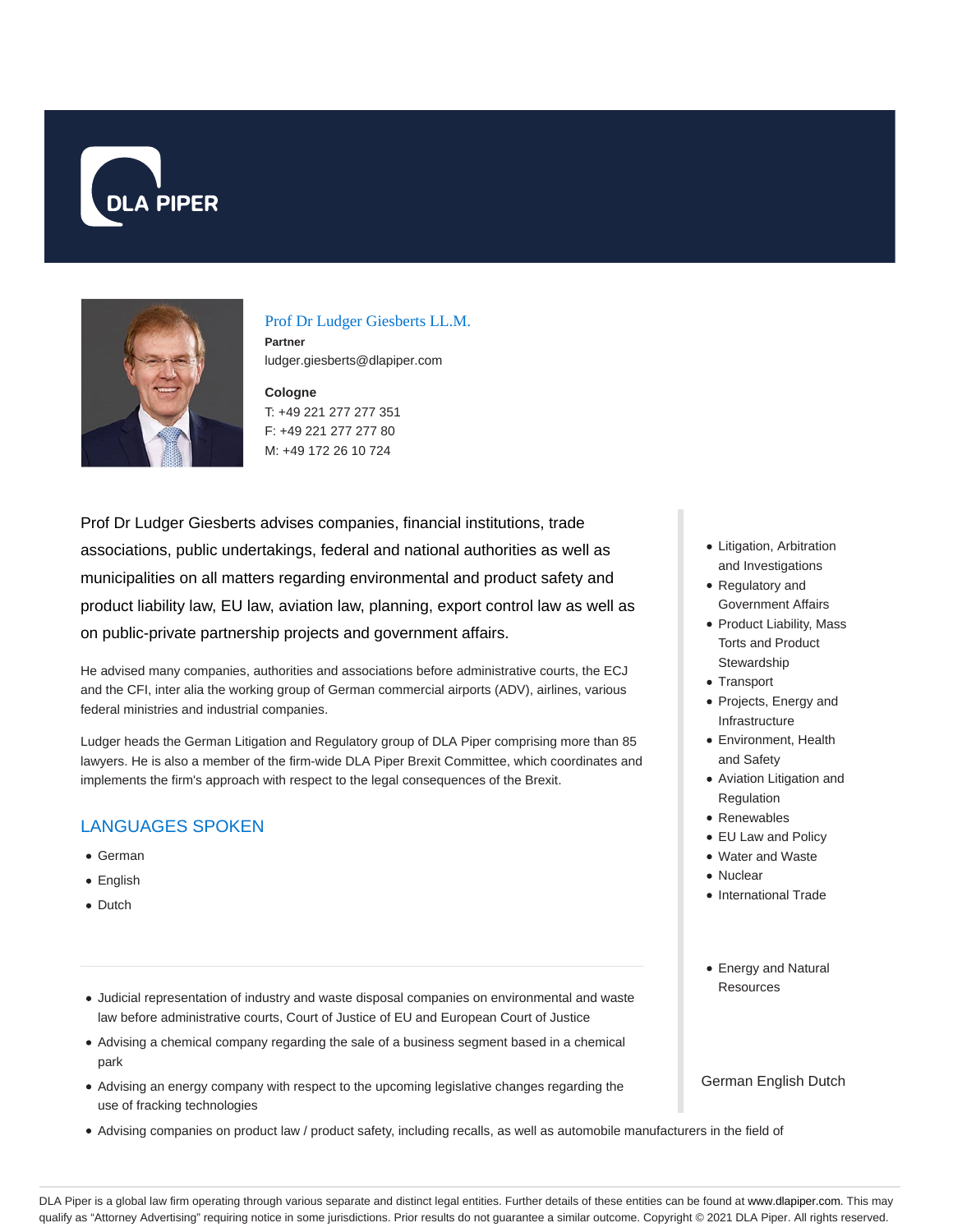## Prof Dr Ludger Giesberts LL.M.

**Partner**

ludger.giesberts@dlapiper.com

**Cologne**

T: +49 221 277 277 351

F: +49 221 277 277 80

M: +49 172 26 10 724

Prof Dr Ludger Giesberts advises companies, financial institutions, trade associations, public undertakings, federal and national authorities as well as municipalities on all matters regarding environmental and product safety and product liability law, EU law, aviation law, planning, export control law as well as on public-private partnership projects and government affairs.

He advised many companies, authorities and associations before administrative courts, the ECJ and the CFI, inter alia the working group of German commercial airports (ADV), airlines, various federal ministries and industrial companies.

Ludger heads the German Litigation and Regulatory group of DLA Piper comprising more than 85 lawyers. He is also a member of the firm-wide DLA Piper Brexit Committee, which coordinates and implements the firm's approach with respect to the legal consequences of the Brexit.

## LANGUAGES SPOKEN

- German
- English
- Dutch

- Litigation, Arbitration and Investigations
- Regulatory and Government Affairs
- Product Liability, Mass Torts and Product Stewardship
- Transport
- Projects, Energy and Infrastructure
- Environment, Health and Safety
- Aviation Litigation and Regulation
- Renewables
- EU Law and Policy
- Water and Waste
- Nuclear
- International Trade

- Energy and Natural Resources

German English Dutch

---

- Judicial representation of industry and waste disposal companies on environmental and waste law before administrative courts, Court of Justice of EU and European Court of Justice
- Advising a chemical company regarding the sale of a business segment based in a chemical park
- Advising an energy company with respect to the upcoming legislative changes regarding the use of fracking technologies
- Advising companies on product law / product safety, including recalls, as well as automobile manufacturers in the field of

DLA Piper is a global law firm operating through various separate and distinct legal entities. Further details of these entities can be found at www.dlapiper.com. This may qualify as "Attorney Advertising" requiring notice in some jurisdictions. Prior results do not guarantee a similar outcome. Copyright © 2021 DLA Piper. All rights reserved.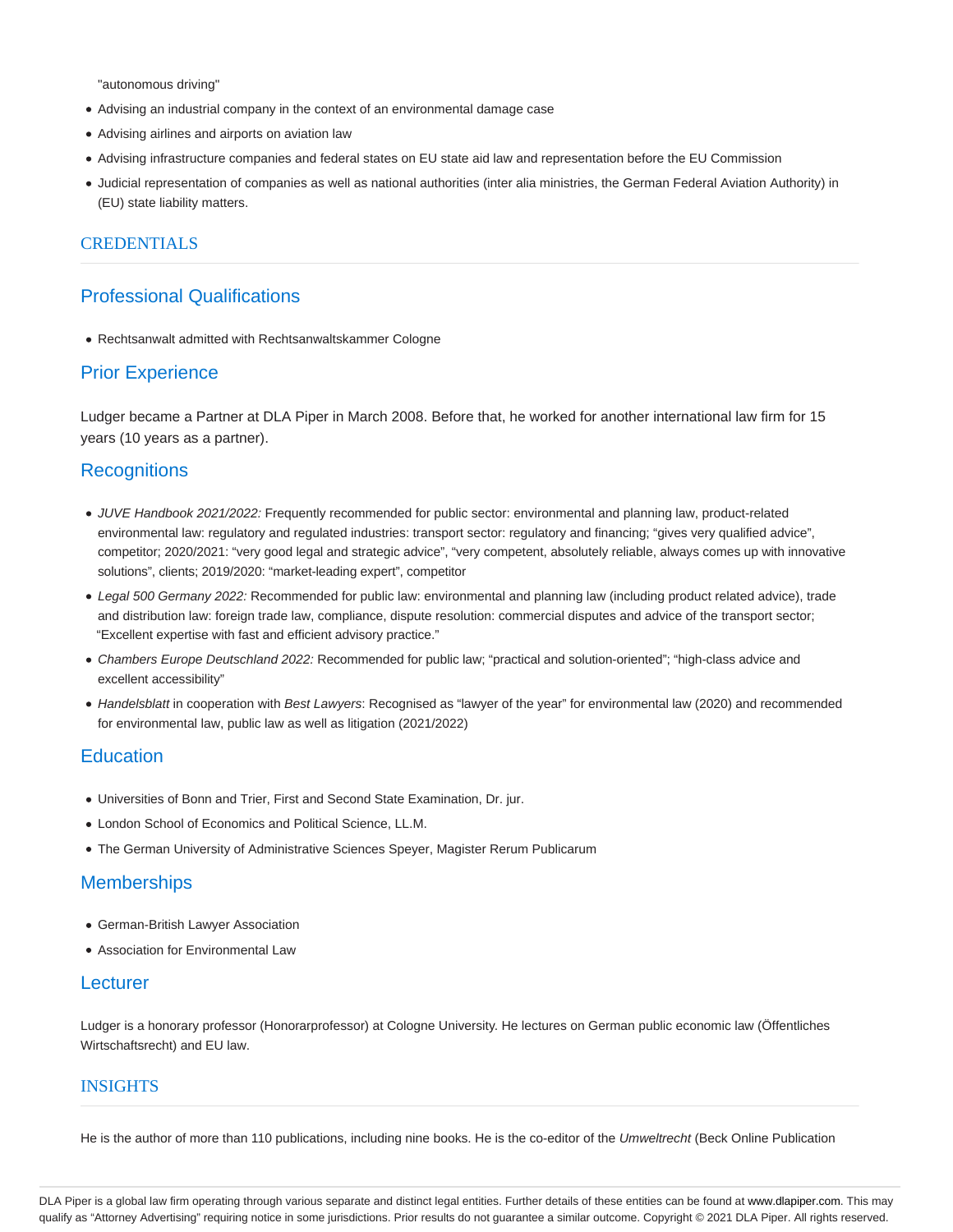"autonomous driving"

- Advising an industrial company in the context of an environmental damage case
- Advising airlines and airports on aviation law
- Advising infrastructure companies and federal states on EU state aid law and representation before the EU Commission
- Judicial representation of companies as well as national authorities (inter alia ministries, the German Federal Aviation Authority) in (EU) state liability matters.

## CREDENTIALS

### Professional Qualifications

- Rechtsanwalt admitted with Rechtsanwaltskammer Cologne

### Prior Experience

Ludger became a Partner at DLA Piper in March 2008. Before that, he worked for another international law firm for 15 years (10 years as a partner).

### Recognitions

- *JUVE Handbook 2021/2022:* Frequently recommended for public sector: environmental and planning law, product-related environmental law: regulatory and regulated industries: transport sector: regulatory and financing; “gives very qualified advice”, competitor; 2020/2021: “very good legal and strategic advice”, “very competent, absolutely reliable, always comes up with innovative solutions”, clients; 2019/2020: “market-leading expert”, competitor
- *Legal 500 Germany 2022:* Recommended for public law: environmental and planning law (including product related advice), trade and distribution law: foreign trade law, compliance, dispute resolution: commercial disputes and advice of the transport sector; “Excellent expertise with fast and efficient advisory practice.”
- *Chambers Europe Deutschland 2022:* Recommended for public law; “practical and solution-oriented”; “high-class advice and excellent accessibility”
- *Handelsblatt* in cooperation with *Best Lawyers*: Recognised as “lawyer of the year” for environmental law (2020) and recommended for environmental law, public law as well as litigation (2021/2022)

### Education

- Universities of Bonn and Trier, First and Second State Examination, Dr. jur.
- London School of Economics and Political Science, LL.M.
- The German University of Administrative Sciences Speyer, Magister Rerum Publicarum

### Memberships

- German-British Lawyer Association
- Association for Environmental Law

### Lecturer

Ludger is a honorary professor (Honorarprofessor) at Cologne University. He lectures on German public economic law (Öffentliches Wirtschaftsrecht) and EU law.

## INSIGHTS

He is the author of more than 110 publications, including nine books. He is the co-editor of the *Umweltrecht* (Beck Online Publication

DLA Piper is a global law firm operating through various separate and distinct legal entities. Further details of these entities can be found at www.dlapiper.com. This may qualify as “Attorney Advertising” requiring notice in some jurisdictions. Prior results do not guarantee a similar outcome. Copyright © 2021 DLA Piper. All rights reserved.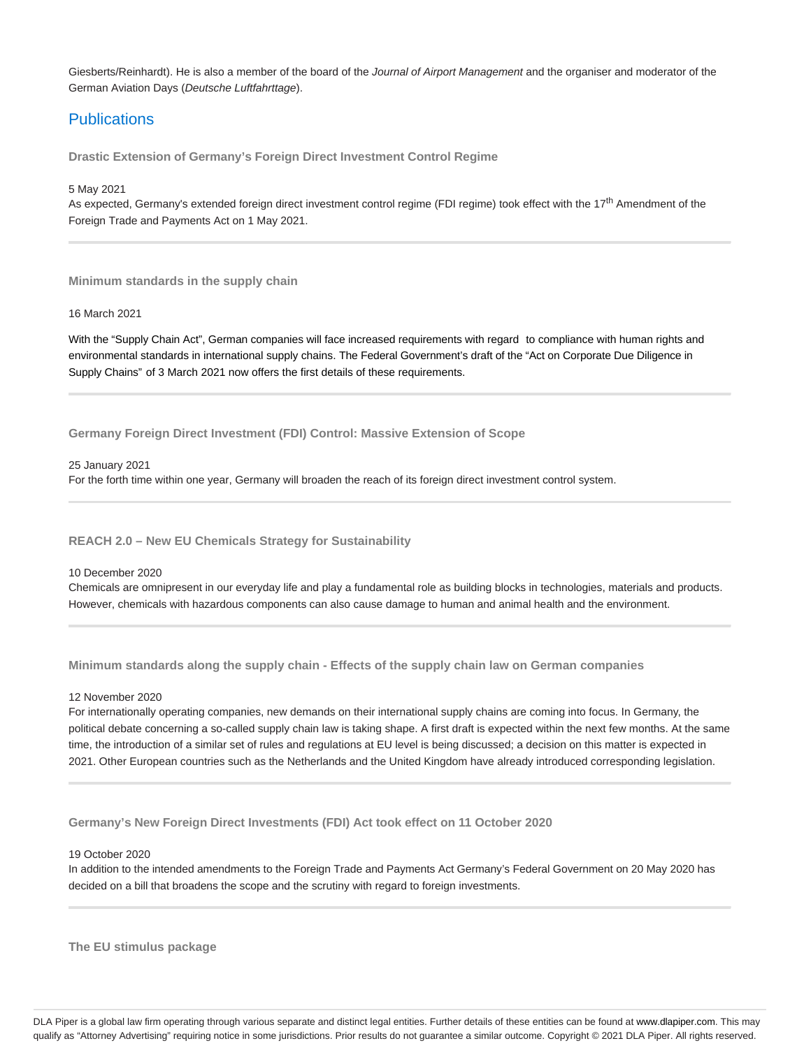Giesberts/Reinhardt). He is also a member of the board of the *Journal of Airport Management* and the organiser and moderator of the German Aviation Days (*Deutsche Luftfahrttage*).

## Publications

**Drastic Extension of Germany's Foreign Direct Investment Control Regime**

5 May 2021

As expected, Germany's extended foreign direct investment control regime (FDI regime) took effect with the 17th Amendment of the Foreign Trade and Payments Act on 1 May 2021.

---

**Minimum standards in the supply chain**

16 March 2021

With the "Supply Chain Act", German companies will face increased requirements with regard to compliance with human rights and environmental standards in international supply chains. The Federal Government's draft of the "Act on Corporate Due Diligence in Supply Chains" of 3 March 2021 now offers the first details of these requirements.

---

**Germany Foreign Direct Investment (FDI) Control: Massive Extension of Scope**

25 January 2021

For the forth time within one year, Germany will broaden the reach of its foreign direct investment control system.

---

**REACH 2.0 – New EU Chemicals Strategy for Sustainability**

10 December 2020

Chemicals are omnipresent in our everyday life and play a fundamental role as building blocks in technologies, materials and products. However, chemicals with hazardous components can also cause damage to human and animal health and the environment.

---

**Minimum standards along the supply chain - Effects of the supply chain law on German companies**

12 November 2020

For internationally operating companies, new demands on their international supply chains are coming into focus. In Germany, the political debate concerning a so-called supply chain law is taking shape. A first draft is expected within the next few months. At the same time, the introduction of a similar set of rules and regulations at EU level is being discussed; a decision on this matter is expected in 2021. Other European countries such as the Netherlands and the United Kingdom have already introduced corresponding legislation.

---

**Germany's New Foreign Direct Investments (FDI) Act took effect on 11 October 2020**

19 October 2020

In addition to the intended amendments to the Foreign Trade and Payments Act Germany's Federal Government on 20 May 2020 has decided on a bill that broadens the scope and the scrutiny with regard to foreign investments.

---

**The EU stimulus package**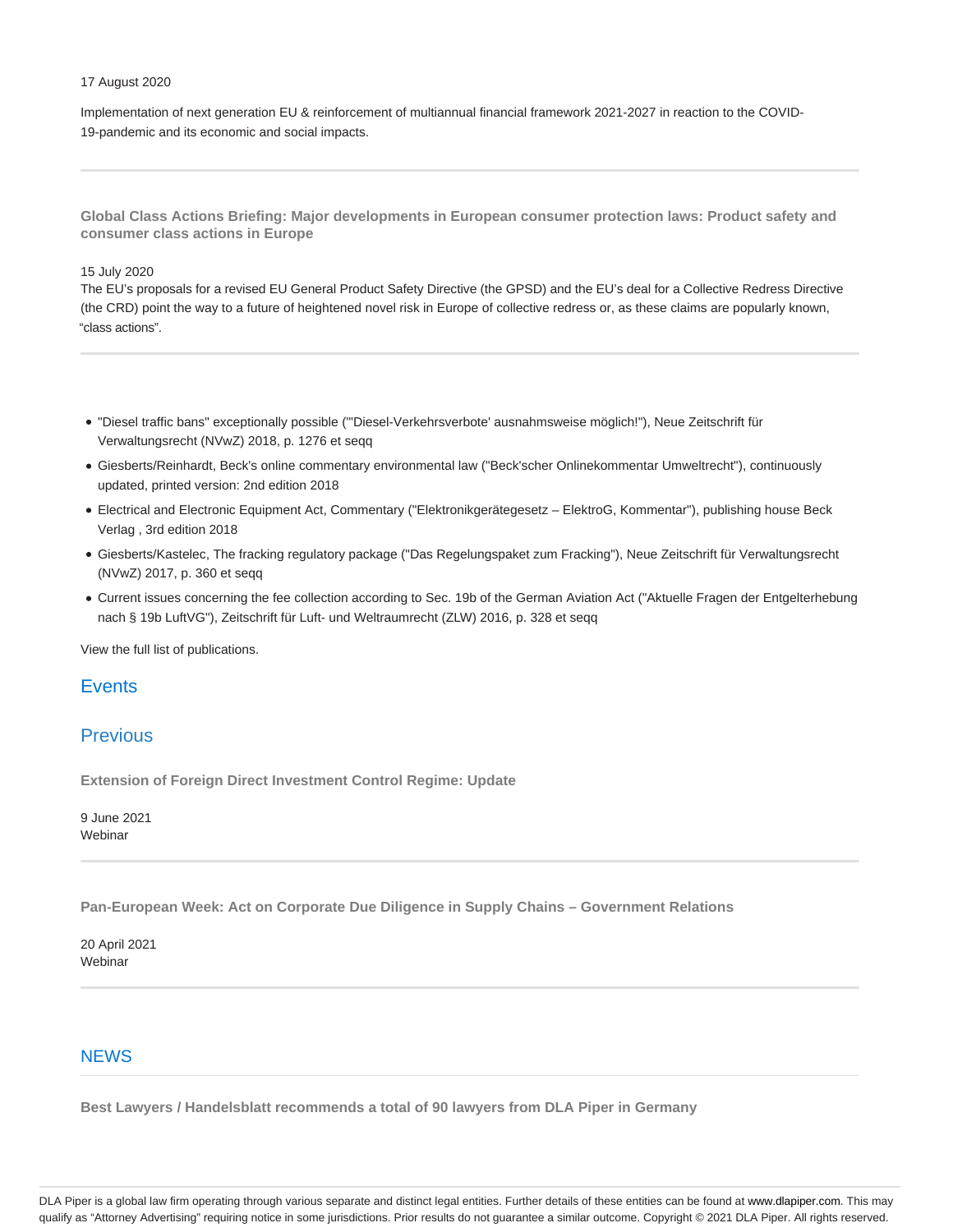17 August 2020

Implementation of next generation EU & reinforcement of multiannual financial framework 2021-2027 in reaction to the COVID-19-pandemic and its economic and social impacts.

---

**Global Class Actions Briefing: Major developments in European consumer protection laws: Product safety and consumer class actions in Europe**

15 July 2020

The EU's proposals for a revised EU General Product Safety Directive (the GPSD) and the EU's deal for a Collective Redress Directive (the CRD) point the way to a future of heightened novel risk in Europe of collective redress or, as these claims are popularly known, "class actions".

---

- "Diesel traffic bans" exceptionally possible ("'Diesel-Verkehrsverbote' ausnahmsweise möglich!"), Neue Zeitschrift für Verwaltungsrecht (NVwZ) 2018, p. 1276 et seqq
- Giesberts/Reinhardt, Beck's online commentary environmental law ("Beck'scher Onlinekommentar Umweltrecht"), continuously updated, printed version: 2nd edition 2018
- Electrical and Electronic Equipment Act, Commentary ("Elektronikgerätegesetz – ElektroG, Kommentar"), publishing house Beck Verlag , 3rd edition 2018
- Giesberts/Kastelec, The fracking regulatory package ("Das Regelungspaket zum Fracking"), Neue Zeitschrift für Verwaltungsrecht (NVwZ) 2017, p. 360 et seqq
- Current issues concerning the fee collection according to Sec. 19b of the German Aviation Act ("Aktuelle Fragen der Entgelterhebung nach § 19b LuftVG"), Zeitschrift für Luft- und Weltraumrecht (ZLW) 2016, p. 328 et seqq

View the full list of publications.

## Events

## Previous

**Extension of Foreign Direct Investment Control Regime: Update**

9 June 2021
Webinar

---

**Pan-European Week: Act on Corporate Due Diligence in Supply Chains – Government Relations**

20 April 2021
Webinar

---

## NEWS

**Best Lawyers / Handelsblatt recommends a total of 90 lawyers from DLA Piper in Germany**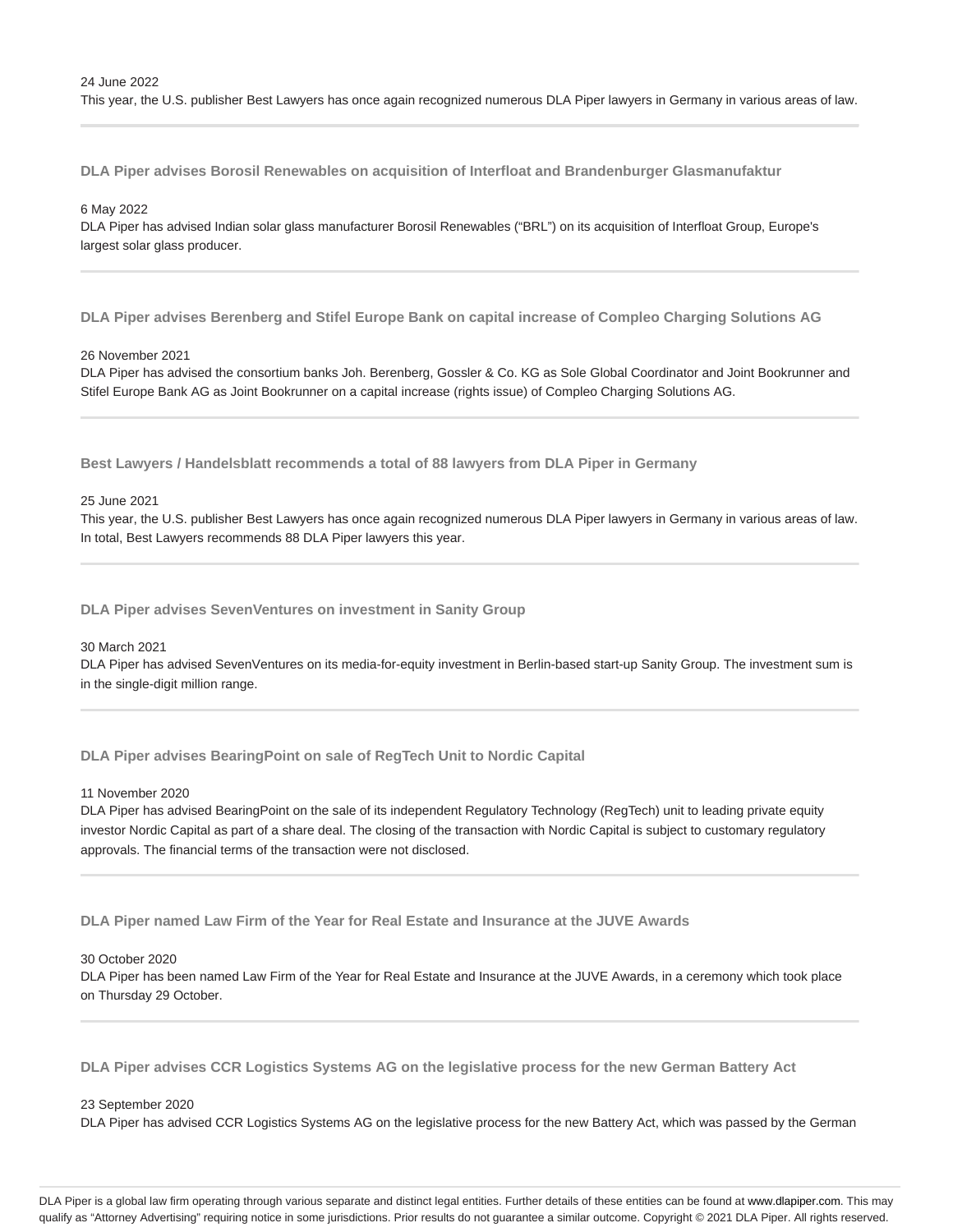24 June 2022

This year, the U.S. publisher Best Lawyers has once again recognized numerous DLA Piper lawyers in Germany in various areas of law.

---

### DLA Piper advises Borosil Renewables on acquisition of Interfloat and Brandenburger Glasmanufaktur

6 May 2022

DLA Piper has advised Indian solar glass manufacturer Borosil Renewables ("BRL") on its acquisition of Interfloat Group, Europe's largest solar glass producer.

---

### DLA Piper advises Berenberg and Stifel Europe Bank on capital increase of Compleo Charging Solutions AG

26 November 2021

DLA Piper has advised the consortium banks Joh. Berenberg, Gossler & Co. KG as Sole Global Coordinator and Joint Bookrunner and Stifel Europe Bank AG as Joint Bookrunner on a capital increase (rights issue) of Compleo Charging Solutions AG.

---

### Best Lawyers / Handelsblatt recommends a total of 88 lawyers from DLA Piper in Germany

25 June 2021

This year, the U.S. publisher Best Lawyers has once again recognized numerous DLA Piper lawyers in Germany in various areas of law. In total, Best Lawyers recommends 88 DLA Piper lawyers this year.

---

### DLA Piper advises SevenVentures on investment in Sanity Group

30 March 2021

DLA Piper has advised SevenVentures on its media-for-equity investment in Berlin-based start-up Sanity Group. The investment sum is in the single-digit million range.

---

### DLA Piper advises BearingPoint on sale of RegTech Unit to Nordic Capital

11 November 2020

DLA Piper has advised BearingPoint on the sale of its independent Regulatory Technology (RegTech) unit to leading private equity investor Nordic Capital as part of a share deal. The closing of the transaction with Nordic Capital is subject to customary regulatory approvals. The financial terms of the transaction were not disclosed.

---

### DLA Piper named Law Firm of the Year for Real Estate and Insurance at the JUVE Awards

30 October 2020

DLA Piper has been named Law Firm of the Year for Real Estate and Insurance at the JUVE Awards, in a ceremony which took place on Thursday 29 October.

---

### DLA Piper advises CCR Logistics Systems AG on the legislative process for the new German Battery Act

23 September 2020

DLA Piper has advised CCR Logistics Systems AG on the legislative process for the new Battery Act, which was passed by the German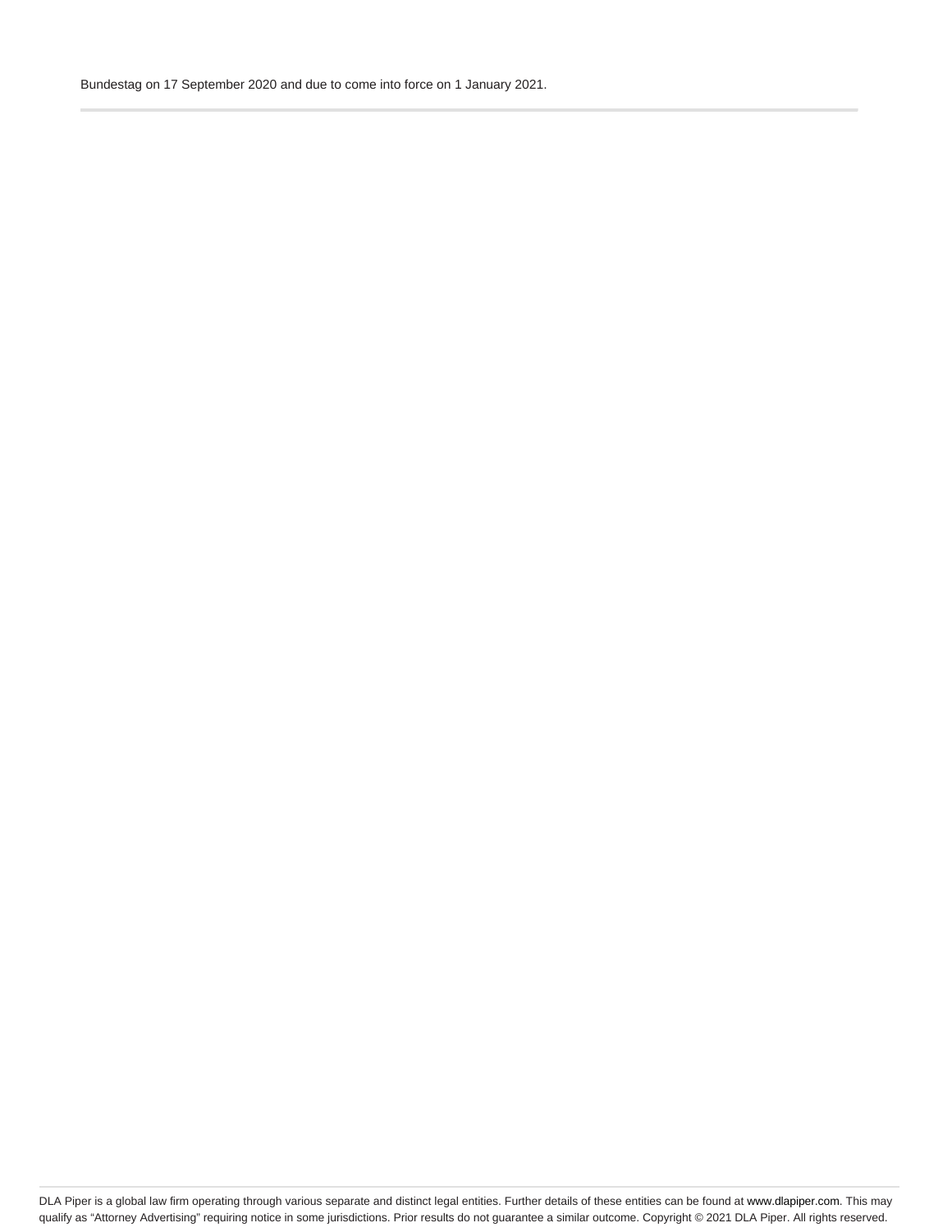Bundestag on 17 September 2020 and due to come into force on 1 January 2021.

---

DLA Piper is a global law firm operating through various separate and distinct legal entities. Further details of these entities can be found at www.dlapiper.com. This may qualify as "Attorney Advertising" requiring notice in some jurisdictions. Prior results do not guarantee a similar outcome. Copyright © 2021 DLA Piper. All rights reserved.